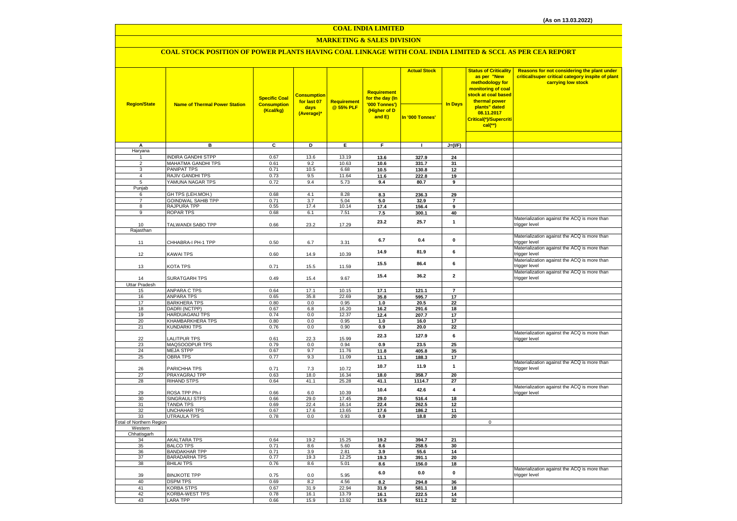(As on 13.03.2022)

# COAL INDIA LIMITED

## MARKETING & SALES DIVISION

### COAL STOCK POSITION OF POWER PLANTS HAVING COAL LINKAGE WITH COAL INDIA LIMITED & SCCL AS PER CEA REPORT

| Region/State | Name of Thermal Power Station | Specific Coal Consumption (Kcal/kg) | Consumption for last 07 days (Average)* | Requirement @ 55% PLF | Requirement for the day (In '000 Tonnes') (Higher of D and E) | Actual Stock In '000 Tonnes' | In Days | Status of Criticality as per "New methodology for monitoring of coal stock at coal based thermal power plants" dated 08.11.2017 Critical(*)/Supercritical(**) | Reasons for not considering the plant under critical/super critical category inspite of plant carrying low stock |
|---|---|---|---|---|---|---|---|---|---|
| A | B | C | D | E | F | I | J=(I/F) | | |
| Haryana | | | | | | | | | |
| 1 | INDIRA GANDHI STPP | 0.67 | 13.6 | 13.19 | 13.6 | 327.9 | 24 | | |
| 2 | MAHATMA GANDHI TPS | 0.61 | 9.2 | 10.63 | 10.6 | 331.7 | 31 | | |
| 3 | PANIPAT TPS | 0.71 | 10.5 | 6.68 | 10.5 | 130.8 | 12 | | |
| 4 | RAJIV GANDHI TPS | 0.73 | 9.5 | 11.64 | 11.6 | 222.8 | 19 | | |
| 5 | YAMUNA NAGAR TPS | 0.72 | 9.4 | 5.73 | 9.4 | 80.7 | 9 | | |
| Punjab | | | | | | | | | |
| 6 | GH TPS (LEH.MOH.) | 0.68 | 4.1 | 8.28 | 8.3 | 236.3 | 29 | | |
| 7 | GOINDWAL SAHIB TPP | 0.71 | 3.7 | 5.04 | 5.0 | 32.9 | 7 | | |
| 8 | RAJPURA TPP | 0.55 | 17.4 | 10.14 | 17.4 | 156.4 | 9 | | |
| 9 | ROPAR TPS | 0.68 | 6.1 | 7.51 | 7.5 | 300.1 | 40 | | |
| 10 | TALWANDI SABO TPP | 0.66 | 23.2 | 17.29 | 23.2 | 25.7 | 1 | | Materialization against the ACQ is more than trigger level |
| Rajasthan | | | | | | | | | |
| 11 | CHHABRA-I PH-1 TPP | 0.50 | 6.7 | 3.31 | 6.7 | 0.4 | 0 | | Materialization against the ACQ is more than trigger level |
| 12 | KAWAI TPS | 0.60 | 14.9 | 10.39 | 14.9 | 81.9 | 6 | | Materialization against the ACQ is more than trigger level |
| 13 | KOTA TPS | 0.71 | 15.5 | 11.59 | 15.5 | 86.4 | 6 | | Materialization against the ACQ is more than trigger level |
| 14 | SURATGARH TPS | 0.49 | 15.4 | 9.67 | 15.4 | 36.2 | 2 | | Materialization against the ACQ is more than trigger level |
| Uttar Pradesh | | | | | | | | | |
| 15 | ANPARA C TPS | 0.64 | 17.1 | 10.15 | 17.1 | 121.1 | 7 | | |
| 16 | ANPARA TPS | 0.65 | 35.8 | 22.69 | 35.8 | 595.7 | 17 | | |
| 17 | BARKHERA TPS | 0.80 | 0.0 | 0.95 | 1.0 | 20.5 | 22 | | |
| 18 | DADRI (NCTPP) | 0.67 | 6.8 | 16.20 | 16.2 | 291.6 | 18 | | |
| 19 | HARDUAGANJ TPS | 0.74 | 0.0 | 12.37 | 12.4 | 207.7 | 17 | | |
| 20 | KHAMBARKHERA TPS | 0.80 | 0.0 | 0.95 | 1.0 | 16.0 | 17 | | |
| 21 | KUNDARKI TPS | 0.76 | 0.0 | 0.90 | 0.9 | 20.0 | 22 | | |
| 22 | LALITPUR TPS | 0.61 | 22.3 | 15.99 | 22.3 | 127.9 | 6 | | Materialization against the ACQ is more than trigger level |
| 23 | MAQSOODPUR TPS | 0.79 | 0.0 | 0.94 | 0.9 | 23.5 | 25 | | |
| 24 | MEJA STPP | 0.67 | 9.7 | 11.76 | 11.8 | 405.8 | 35 | | |
| 25 | OBRA TPS | 0.77 | 9.3 | 11.09 | 11.1 | 188.3 | 17 | | |
| 26 | PARICHHA TPS | 0.71 | 7.3 | 10.72 | 10.7 | 11.9 | 1 | | Materialization against the ACQ is more than trigger level |
| 27 | PRAYAGRAJ TPP | 0.63 | 18.0 | 16.34 | 18.0 | 358.7 | 20 | | |
| 28 | RIHAND STPS | 0.64 | 41.1 | 25.28 | 41.1 | 1114.7 | 27 | | |
| 29 | ROSA TPP Ph-I | 0.66 | 6.0 | 10.39 | 10.4 | 42.6 | 4 | | Materialization against the ACQ is more than trigger level |
| 30 | SINGRAULI STPS | 0.66 | 29.0 | 17.45 | 29.0 | 516.4 | 18 | | |
| 31 | TANDA TPS | 0.69 | 22.4 | 16.14 | 22.4 | 262.5 | 12 | | |
| 32 | UNCHAHAR TPS | 0.67 | 17.6 | 13.65 | 17.6 | 186.2 | 11 | | |
| 33 | UTRAULA TPS | 0.78 | 0.0 | 0.93 | 0.9 | 18.8 | 20 | | |
| Total of Northern Region | | | | | | | | 0 | |
| Western | | | | | | | | | |
| Chhatisgarh | | | | | | | | | |
| 34 | AKALTARA TPS | 0.64 | 19.2 | 15.25 | 19.2 | 394.7 | 21 | | |
| 35 | BALCO TPS | 0.71 | 8.6 | 5.60 | 8.6 | 258.5 | 30 | | |
| 36 | BANDAKHAR TPP | 0.71 | 3.9 | 2.81 | 3.9 | 55.6 | 14 | | |
| 37 | BARADARHA TPS | 0.77 | 19.3 | 12.25 | 19.3 | 391.1 | 20 | | |
| 38 | BHILAI TPS | 0.76 | 8.6 | 5.01 | 8.6 | 156.0 | 18 | | |
| 39 | BINJKOTE TPP | 0.75 | 0.0 | 5.95 | 6.0 | 0.0 | 0 | | Materialization against the ACQ is more than trigger level |
| 40 | DSPM TPS | 0.69 | 8.2 | 4.56 | 8.2 | 294.8 | 36 | | |
| 41 | KORBA STPS | 0.67 | 31.9 | 22.94 | 31.9 | 581.1 | 18 | | |
| 42 | KORBA-WEST TPS | 0.78 | 16.1 | 13.79 | 16.1 | 222.5 | 14 | | |
| 43 | LARA TPP | 0.66 | 15.9 | 13.92 | 15.9 | 511.2 | 32 | | |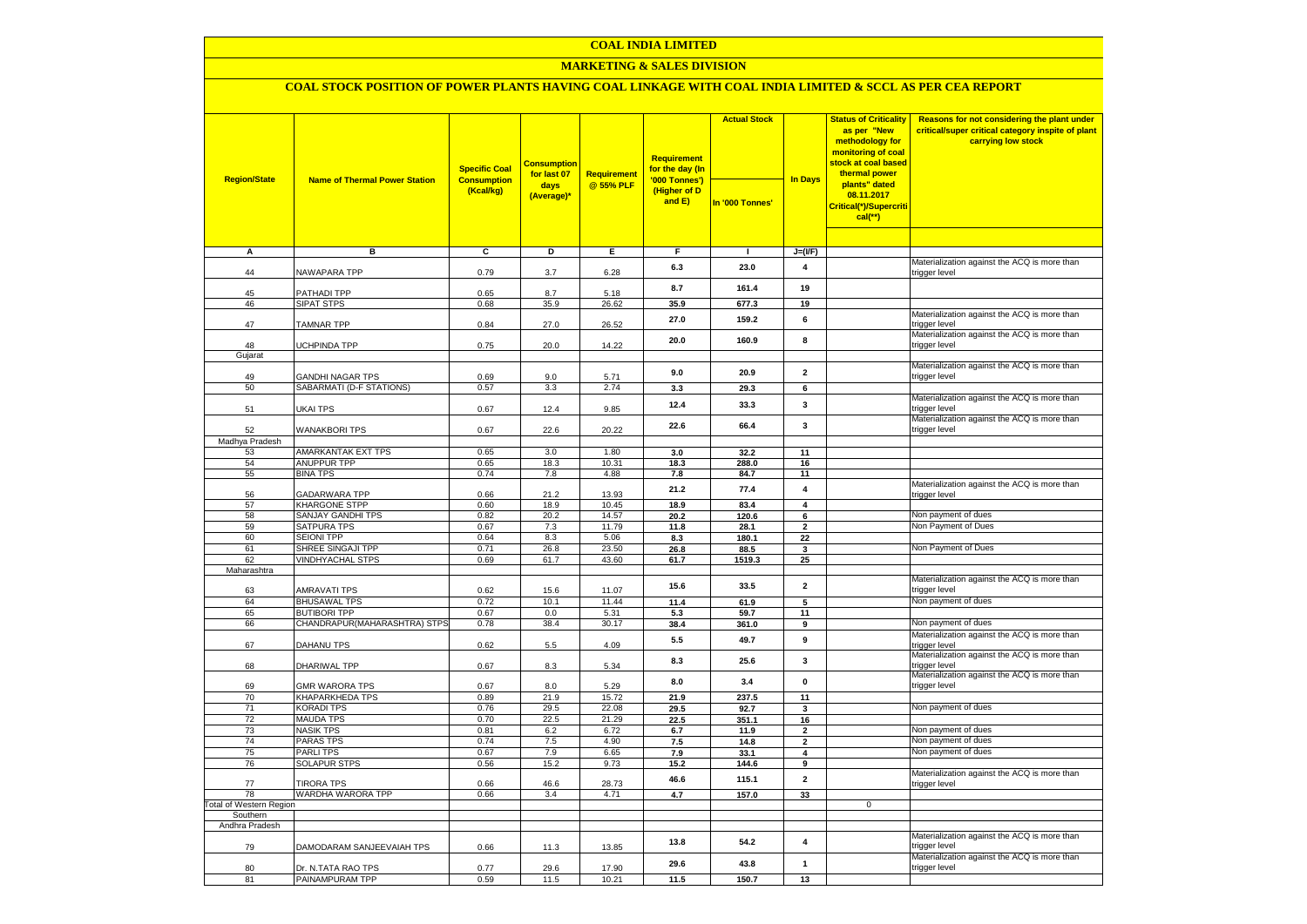# COAL INDIA LIMITED

## MARKETING & SALES DIVISION

### COAL STOCK POSITION OF POWER PLANTS HAVING COAL LINKAGE WITH COAL INDIA LIMITED & SCCL AS PER CEA REPORT

| Region/State | Name of Thermal Power Station | Specific Coal Consumption (Kcal/kg) | Consumption for last 07 days (Average)* | Requirement @ 55% PLF | Requirement for the day (In '000 Tonnes') (Higher of D and E) | Actual Stock In '000 Tonnes' | In Days | Status of Criticality as per "New methodology for monitoring of coal stock at coal based thermal power plants" dated 08.11.2017 Critical(*)/Supercritical(**) | Reasons for not considering the plant under critical/super critical category inspite of plant carrying low stock |
|---|---|---|---|---|---|---|---|---|---|
| A | B | C | D | E | F | I | J=(I/F) | | |
| 44 | NAWAPARA TPP | 0.79 | 3.7 | 6.28 | 6.3 | 23.0 | 4 | | Materialization against the ACQ is more than trigger level |
| 45 | PATHADI TPP | 0.65 | 8.7 | 5.18 | 8.7 | 161.4 | 19 | | |
| 46 | SIPAT STPS | 0.68 | 35.9 | 26.62 | 35.9 | 677.3 | 19 | | |
| 47 | TAMNAR TPP | 0.84 | 27.0 | 26.52 | 27.0 | 159.2 | 6 | | Materialization against the ACQ is more than trigger level |
| 48 | UCHPINDA TPP | 0.75 | 20.0 | 14.22 | 20.0 | 160.9 | 8 | | Materialization against the ACQ is more than trigger level |
| Gujarat | | | | | | | | | |
| 49 | GANDHI NAGAR TPS | 0.69 | 9.0 | 5.71 | 9.0 | 20.9 | 2 | | Materialization against the ACQ is more than trigger level |
| 50 | SABARMATI (D-F STATIONS) | 0.57 | 3.3 | 2.74 | 3.3 | 29.3 | 6 | | |
| 51 | UKAI TPS | 0.67 | 12.4 | 9.85 | 12.4 | 33.3 | 3 | | Materialization against the ACQ is more than trigger level |
| 52 | WANAKBORI TPS | 0.67 | 22.6 | 20.22 | 22.6 | 66.4 | 3 | | Materialization against the ACQ is more than trigger level |
| Madhya Pradesh | | | | | | | | | |
| 53 | AMARKANTAK EXT TPS | 0.65 | 3.0 | 1.80 | 3.0 | 32.2 | 11 | | |
| 54 | ANUPPUR TPP | 0.65 | 18.3 | 10.31 | 18.3 | 288.0 | 16 | | |
| 55 | BINA TPS | 0.74 | 7.8 | 4.88 | 7.8 | 84.7 | 11 | | |
| 56 | GADARWARA TPP | 0.66 | 21.2 | 13.93 | 21.2 | 77.4 | 4 | | Materialization against the ACQ is more than trigger level |
| 57 | KHARGONE STPP | 0.60 | 18.9 | 10.45 | 18.9 | 83.4 | 4 | | |
| 58 | SANJAY GANDHI TPS | 0.82 | 20.2 | 14.57 | 20.2 | 120.6 | 6 | | Non payment of dues |
| 59 | SATPURA TPS | 0.67 | 7.3 | 11.79 | 11.8 | 28.1 | 2 | | Non Payment of Dues |
| 60 | SEIONI TPP | 0.64 | 8.3 | 5.06 | 8.3 | 180.1 | 22 | | |
| 61 | SHREE SINGAJI TPP | 0.71 | 26.8 | 23.50 | 26.8 | 88.5 | 3 | | Non Payment of Dues |
| 62 | VINDHYACHAL STPS | 0.69 | 61.7 | 43.60 | 61.7 | 1519.3 | 25 | | |
| Maharashtra | | | | | | | | | |
| 63 | AMRAVATI TPS | 0.62 | 15.6 | 11.07 | 15.6 | 33.5 | 2 | | Materialization against the ACQ is more than trigger level |
| 64 | BHUSAWAL TPS | 0.72 | 10.1 | 11.44 | 11.4 | 61.9 | 5 | | Non payment of dues |
| 65 | BUTIBORI TPP | 0.67 | 0.0 | 5.31 | 5.3 | 59.7 | 11 | | |
| 66 | CHANDRAPUR(MAHARASHTRA) STPS | 0.78 | 38.4 | 30.17 | 38.4 | 361.0 | 9 | | Non payment of dues |
| 67 | DAHANU TPS | 0.62 | 5.5 | 4.09 | 5.5 | 49.7 | 9 | | Materialization against the ACQ is more than trigger level |
| 68 | DHARIWAL TPP | 0.67 | 8.3 | 5.34 | 8.3 | 25.6 | 3 | | Materialization against the ACQ is more than trigger level |
| 69 | GMR WARORA TPS | 0.67 | 8.0 | 5.29 | 8.0 | 3.4 | 0 | | Materialization against the ACQ is more than trigger level |
| 70 | KHAPARKHEDA TPS | 0.89 | 21.9 | 15.72 | 21.9 | 237.5 | 11 | | |
| 71 | KORADI TPS | 0.76 | 29.5 | 22.08 | 29.5 | 92.7 | 3 | | Non payment of dues |
| 72 | MAUDA TPS | 0.70 | 22.5 | 21.29 | 22.5 | 351.1 | 16 | | |
| 73 | NASIK TPS | 0.81 | 6.2 | 6.72 | 6.7 | 11.9 | 2 | | Non payment of dues |
| 74 | PARAS TPS | 0.74 | 7.5 | 4.90 | 7.5 | 14.8 | 2 | | Non payment of dues |
| 75 | PARLI TPS | 0.67 | 7.9 | 6.65 | 7.9 | 33.1 | 4 | | Non payment of dues |
| 76 | SOLAPUR STPS | 0.56 | 15.2 | 9.73 | 15.2 | 144.6 | 9 | | |
| 77 | TIRORA TPS | 0.66 | 46.6 | 28.73 | 46.6 | 115.1 | 2 | | Materialization against the ACQ is more than trigger level |
| 78 | WARDHA WARORA TPP | 0.66 | 3.4 | 4.71 | 4.7 | 157.0 | 33 | | |
| Total of Western Region | | | | | | | | 0 | |
| Southern | | | | | | | | | |
| Andhra Pradesh | | | | | | | | | |
| 79 | DAMODARAM SANJEEVAIAH TPS | 0.66 | 11.3 | 13.85 | 13.8 | 54.2 | 4 | | Materialization against the ACQ is more than trigger level |
| 80 | Dr. N.TATA RAO TPS | 0.77 | 29.6 | 17.90 | 29.6 | 43.8 | 1 | | Materialization against the ACQ is more than trigger level |
| 81 | PAINAMPURAM TPP | 0.59 | 11.5 | 10.21 | 11.5 | 150.7 | 13 | | |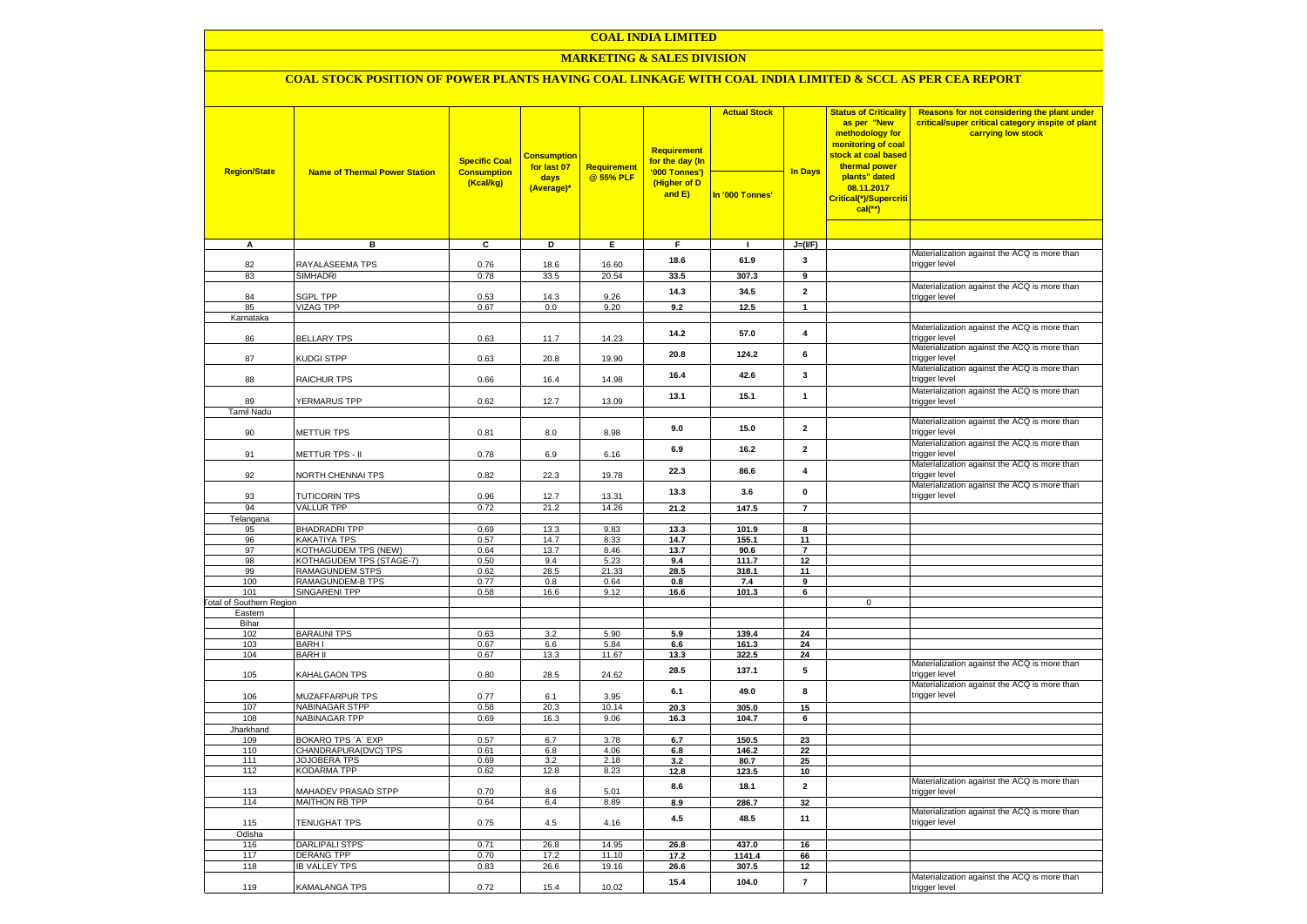# COAL INDIA LIMITED

## MARKETING & SALES DIVISION

### COAL STOCK POSITION OF POWER PLANTS HAVING COAL LINKAGE WITH COAL INDIA LIMITED & SCCL AS PER CEA REPORT

| Region/State | Name of Thermal Power Station | Specific Coal Consumption (Kcal/kg) | Consumption for last 07 days (Average)* | Requirement @ 55% PLF | Requirement for the day (In '000 Tonnes') (Higher of D and E) | Actual Stock | In Days | Status of Criticality as per "New methodology for monitoring of coal stock at coal based thermal power plants" dated 08.11.2017 Critical(*)/Supercritical(**) | Reasons for not considering the plant under critical/super critical category inspite of plant carrying low stock |
|---|---|---|---|---|---|---|---|---|---|
| | | | | | | In '000 Tonnes' | | | |
| A | B | C | D | E | F | I | J=(I/F) | | |
| 82 | RAYALASEEMA TPS | 0.76 | 18.6 | 16.60 | 18.6 | 61.9 | 3 | | Materialization against the ACQ is more than trigger level |
| 83 | SIMHADRI | 0.78 | 33.5 | 20.54 | 33.5 | 307.3 | 9 | | |
| 84 | SGPL TPP | 0.53 | 14.3 | 9.26 | 14.3 | 34.5 | 2 | | Materialization against the ACQ is more than trigger level |
| 85 | VIZAG TPP | 0.67 | 0.0 | 9.20 | 9.2 | 12.5 | 1 | | |
| Karnataka | | | | | | | | | |
| 86 | BELLARY TPS | 0.63 | 11.7 | 14.23 | 14.2 | 57.0 | 4 | | Materialization against the ACQ is more than trigger level |
| 87 | KUDGI STPP | 0.63 | 20.8 | 19.90 | 20.8 | 124.2 | 6 | | Materialization against the ACQ is more than trigger level |
| 88 | RAICHUR TPS | 0.66 | 16.4 | 14.98 | 16.4 | 42.6 | 3 | | Materialization against the ACQ is more than trigger level |
| 89 | YERMARUS TPP | 0.62 | 12.7 | 13.09 | 13.1 | 15.1 | 1 | | Materialization against the ACQ is more than trigger level |
| Tamil Nadu | | | | | | | | | |
| 90 | METTUR TPS | 0.81 | 8.0 | 8.98 | 9.0 | 15.0 | 2 | | Materialization against the ACQ is more than trigger level |
| 91 | METTUR TPS - II | 0.78 | 6.9 | 6.16 | 6.9 | 16.2 | 2 | | Materialization against the ACQ is more than trigger level |
| 92 | NORTH CHENNAI TPS | 0.82 | 22.3 | 19.78 | 22.3 | 86.6 | 4 | | Materialization against the ACQ is more than trigger level |
| 93 | TUTICORIN TPS | 0.96 | 12.7 | 13.31 | 13.3 | 3.6 | 0 | | Materialization against the ACQ is more than trigger level |
| 94 | VALLUR TPP | 0.72 | 21.2 | 14.26 | 21.2 | 147.5 | 7 | | |
| Telangana | | | | | | | | | |
| 95 | BHADRADRI TPP | 0.69 | 13.3 | 9.83 | 13.3 | 101.9 | 8 | | |
| 96 | KAKATIYA TPS | 0.57 | 14.7 | 8.33 | 14.7 | 155.1 | 11 | | |
| 97 | KOTHAGUDEM TPS (NEW) | 0.64 | 13.7 | 8.46 | 13.7 | 90.6 | 7 | | |
| 98 | KOTHAGUDEM TPS (STAGE-7) | 0.50 | 9.4 | 5.23 | 9.4 | 111.7 | 12 | | |
| 99 | RAMAGUNDEM STPS | 0.62 | 28.5 | 21.33 | 28.5 | 318.1 | 11 | | |
| 100 | RAMAGUNDEM-B TPS | 0.77 | 0.8 | 0.64 | 0.8 | 7.4 | 9 | | |
| 101 | SINGARENI TPP | 0.58 | 16.6 | 9.12 | 16.6 | 101.3 | 6 | | |
| Total of Southern Region | | | | | | | | 0 | |
| Eastern | | | | | | | | | |
| Bihar | | | | | | | | | |
| 102 | BARAUNI TPS | 0.63 | 3.2 | 5.90 | 5.9 | 139.4 | 24 | | |
| 103 | BARH I | 0.67 | 6.6 | 5.84 | 6.6 | 161.3 | 24 | | |
| 104 | BARH II | 0.67 | 13.3 | 11.67 | 13.3 | 322.5 | 24 | | |
| 105 | KAHALGAON TPS | 0.80 | 28.5 | 24.62 | 28.5 | 137.1 | 5 | | Materialization against the ACQ is more than trigger level |
| 106 | MUZAFFARPUR TPS | 0.77 | 6.1 | 3.95 | 6.1 | 49.0 | 8 | | Materialization against the ACQ is more than trigger level |
| 107 | NABINAGAR STPP | 0.58 | 20.3 | 10.14 | 20.3 | 305.0 | 15 | | |
| 108 | NABINAGAR TPP | 0.69 | 16.3 | 9.06 | 16.3 | 104.7 | 6 | | |
| Jharkhand | | | | | | | | | |
| 109 | BOKARO TPS `A` EXP | 0.57 | 6.7 | 3.78 | 6.7 | 150.5 | 23 | | |
| 110 | CHANDRAPURA(DVC) TPS | 0.61 | 6.8 | 4.06 | 6.8 | 146.2 | 22 | | |
| 111 | JOJOBERA TPS | 0.69 | 3.2 | 2.18 | 3.2 | 80.7 | 25 | | |
| 112 | KODARMA TPP | 0.62 | 12.8 | 8.23 | 12.8 | 123.5 | 10 | | |
| 113 | MAHADEV PRASAD STPP | 0.70 | 8.6 | 5.01 | 8.6 | 18.1 | 2 | | Materialization against the ACQ is more than trigger level |
| 114 | MAITHON RB TPP | 0.64 | 6.4 | 8.89 | 8.9 | 286.7 | 32 | | |
| 115 | TENUGHAT TPS | 0.75 | 4.5 | 4.16 | 4.5 | 48.5 | 11 | | Materialization against the ACQ is more than trigger level |
| Odisha | | | | | | | | | |
| 116 | DARLIPALI STPS | 0.71 | 26.8 | 14.95 | 26.8 | 437.0 | 16 | | |
| 117 | DERANG TPP | 0.70 | 17.2 | 11.10 | 17.2 | 1141.4 | 66 | | |
| 118 | IB VALLEY TPS | 0.83 | 26.6 | 19.16 | 26.6 | 307.5 | 12 | | |
| 119 | KAMALANGA TPS | 0.72 | 15.4 | 10.02 | 15.4 | 104.0 | 7 | | Materialization against the ACQ is more than trigger level |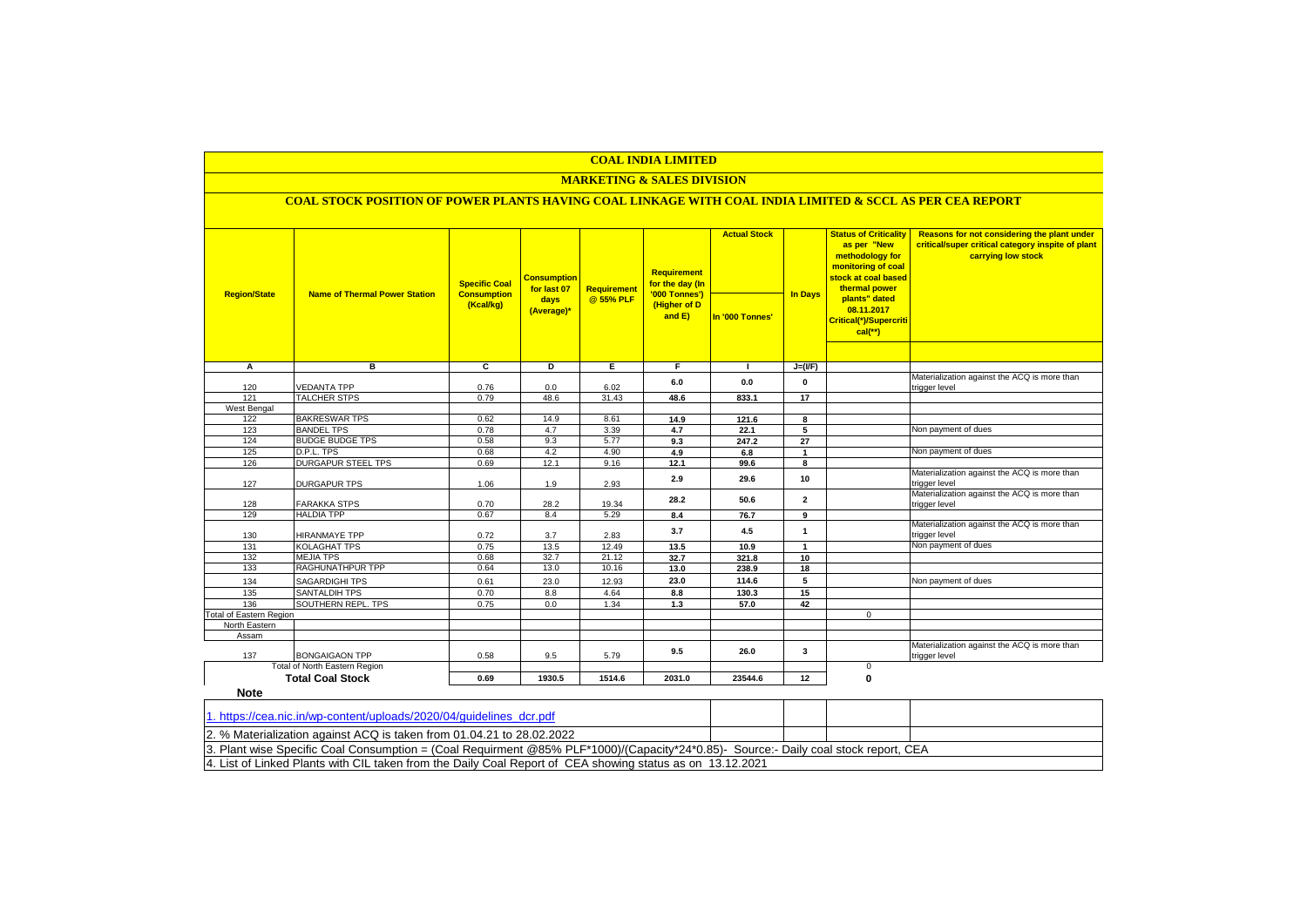# COAL INDIA LIMITED

## MARKETING & SALES DIVISION

### COAL STOCK POSITION OF POWER PLANTS HAVING COAL LINKAGE WITH COAL INDIA LIMITED & SCCL AS PER CEA REPORT

| Region/State | Name of Thermal Power Station | Specific Coal Consumption (Kcal/kg) | Consumption for last 07 days (Average)* | Requirement @ 55% PLF | Requirement for the day (In '000 Tonnes') (Higher of D and E) | Actual Stock In '000 Tonnes' | In Days | Status of Criticality as per "New methodology for monitoring of coal stock at coal based thermal power plants" dated 08.11.2017 Critical(*)/Supercritical(**) | Reasons for not considering the plant under critical/super critical category inspite of plant carrying low stock |
|---|---|---|---|---|---|---|---|---|---|
| A | B | C | D | E | F | I | J=(I/F) | | |
| 120 | VEDANTA TPP | 0.76 | 0.0 | 6.02 | 6.0 | 0.0 | 0 | | Materialization against the ACQ is more than trigger level |
| 121 | TALCHER STPS | 0.79 | 48.6 | 31.43 | 48.6 | 833.1 | 17 | | |
| West Bengal | | | | | | | | | |
| 122 | BAKRESWAR TPS | 0.62 | 14.9 | 8.61 | 14.9 | 121.6 | 8 | | |
| 123 | BANDEL TPS | 0.78 | 4.7 | 3.39 | 4.7 | 22.1 | 5 | | Non payment of dues |
| 124 | BUDGE BUDGE TPS | 0.58 | 9.3 | 5.77 | 9.3 | 247.2 | 27 | | |
| 125 | D.P.L. TPS | 0.68 | 4.2 | 4.90 | 4.9 | 6.8 | 1 | | Non payment of dues |
| 126 | DURGAPUR STEEL TPS | 0.69 | 12.1 | 9.16 | 12.1 | 99.6 | 8 | | |
| 127 | DURGAPUR TPS | 1.06 | 1.9 | 2.93 | 2.9 | 29.6 | 10 | | Materialization against the ACQ is more than trigger level |
| 128 | FARAKKA STPS | 0.70 | 28.2 | 19.34 | 28.2 | 50.6 | 2 | | Materialization against the ACQ is more than trigger level |
| 129 | HALDIA TPP | 0.67 | 8.4 | 5.29 | 8.4 | 76.7 | 9 | | |
| 130 | HIRANMAYE TPP | 0.72 | 3.7 | 2.83 | 3.7 | 4.5 | 1 | | Materialization against the ACQ is more than trigger level |
| 131 | KOLAGHAT TPS | 0.75 | 13.5 | 12.49 | 13.5 | 10.9 | 1 | | Non payment of dues |
| 132 | MEJIA TPS | 0.68 | 32.7 | 21.12 | 32.7 | 321.8 | 10 | | |
| 133 | RAGHUNATHPUR TPP | 0.64 | 13.0 | 10.16 | 13.0 | 238.9 | 18 | | |
| 134 | SAGARDIGHI TPS | 0.61 | 23.0 | 12.93 | 23.0 | 114.6 | 5 | | Non payment of dues |
| 135 | SANTALDIH TPS | 0.70 | 8.8 | 4.64 | 8.8 | 130.3 | 15 | | |
| 136 | SOUTHERN REPL. TPS | 0.75 | 0.0 | 1.34 | 1.3 | 57.0 | 42 | | |
| Total of Eastern Region | | | | | | | | 0 | |
| North Eastern | | | | | | | | | |
| Assam | | | | | | | | | |
| 137 | BONGAIGAON TPP | 0.58 | 9.5 | 5.79 | 9.5 | 26.0 | 3 | | Materialization against the ACQ is more than trigger level |
| Total of North Eastern Region | | | | | | | | 0 | |
| Total Coal Stock | | 0.69 | 1930.5 | 1514.6 | 2031.0 | 23544.6 | 12 | 0 | |

**Note**

1. https://cea.nic.in/wp-content/uploads/2020/04/guidelines_dcr.pdf
2. % Materialization against ACQ is taken from 01.04.21 to 28.02.2022
3. Plant wise Specific Coal Consumption = (Coal Requirment @85% PLF*1000)/(Capacity*24*0.85)- Source:- Daily coal stock report, CEA
4. List of Linked Plants with CIL taken from the Daily Coal Report of CEA showing status as on 13.12.2021